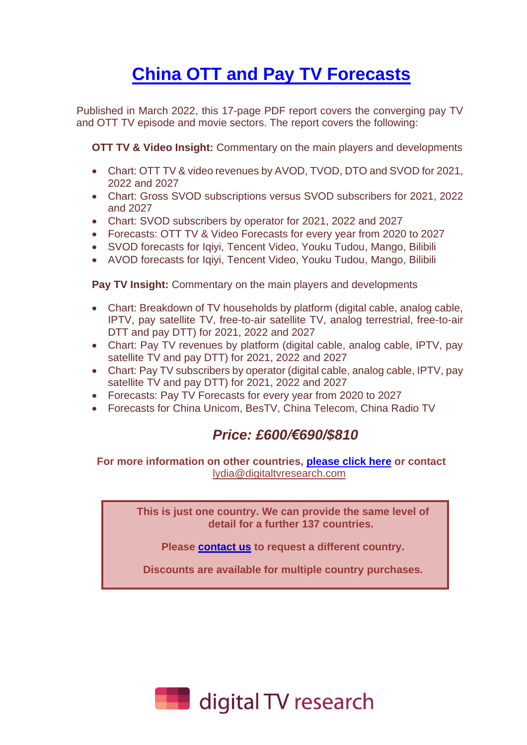# China OTT and Pay TV Forecasts

Published in March 2022, this 17-page PDF report covers the converging pay TV and OTT TV episode and movie sectors. The report covers the following:

**OTT TV & Video Insight:** Commentary on the main players and developments

- Chart: OTT TV & video revenues by AVOD, TVOD, DTO and SVOD for 2021, 2022 and 2027
- Chart: Gross SVOD subscriptions versus SVOD subscribers for 2021, 2022 and 2027
- Chart: SVOD subscribers by operator for 2021, 2022 and 2027
- Forecasts: OTT TV & Video Forecasts for every year from 2020 to 2027
- SVOD forecasts for Iqiyi, Tencent Video, Youku Tudou, Mango, Bilibili
- AVOD forecasts for Iqiyi, Tencent Video, Youku Tudou, Mango, Bilibili

**Pay TV Insight:** Commentary on the main players and developments

- Chart: Breakdown of TV households by platform (digital cable, analog cable, IPTV, pay satellite TV, free-to-air satellite TV, analog terrestrial, free-to-air DTT and pay DTT) for 2021, 2022 and 2027
- Chart: Pay TV revenues by platform (digital cable, analog cable, IPTV, pay satellite TV and pay DTT) for 2021, 2022 and 2027
- Chart: Pay TV subscribers by operator (digital cable, analog cable, IPTV, pay satellite TV and pay DTT) for 2021, 2022 and 2027
- Forecasts: Pay TV Forecasts for every year from 2020 to 2027
- Forecasts for China Unicom, BesTV, China Telecom, China Radio TV

## *Price: £600/€690/$810*

**For more information on other countries, please click here or contact** lydia@digitaltvresearch.com

**This is just one country. We can provide the same level of detail for a further 137 countries.**

**Please contact us to request a different country.**

**Discounts are available for multiple country purchases.**

digital TV research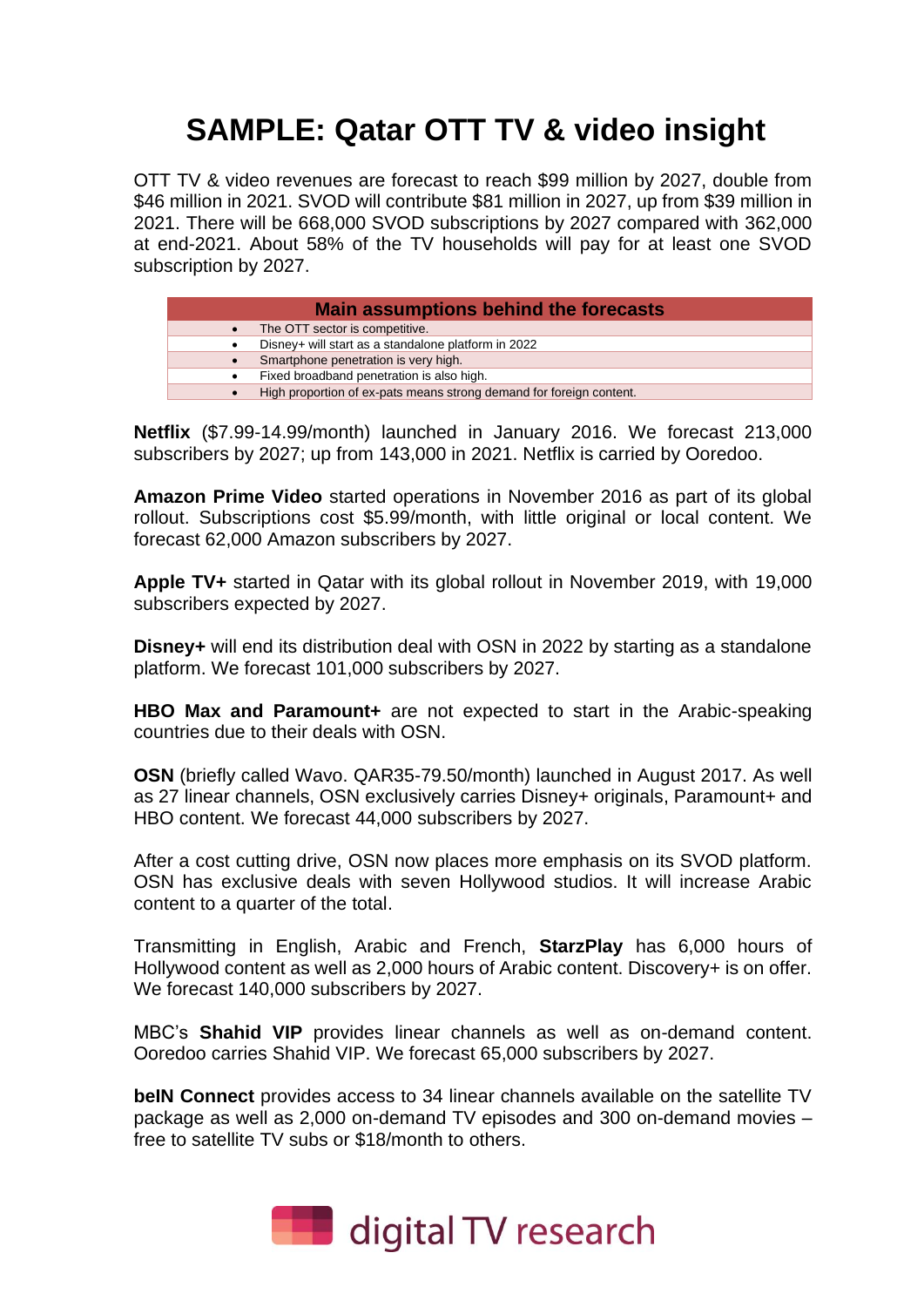# SAMPLE: Qatar OTT TV & video insight

OTT TV & video revenues are forecast to reach $99 million by 2027, double from $46 million in 2021. SVOD will contribute $81 million in 2027, up from $39 million in 2021. There will be 668,000 SVOD subscriptions by 2027 compared with 362,000 at end-2021. About 58% of the TV households will pay for at least one SVOD subscription by 2027.

| Main assumptions behind the forecasts |
|---|
| • The OTT sector is competitive. |
| • Disney+ will start as a standalone platform in 2022 |
| • Smartphone penetration is very high. |
| • Fixed broadband penetration is also high. |
| • High proportion of ex-pats means strong demand for foreign content. |

**Netflix** ($7.99-14.99/month) launched in January 2016. We forecast 213,000 subscribers by 2027; up from 143,000 in 2021. Netflix is carried by Ooredoo.

**Amazon Prime Video** started operations in November 2016 as part of its global rollout. Subscriptions cost $5.99/month, with little original or local content. We forecast 62,000 Amazon subscribers by 2027.

**Apple TV+** started in Qatar with its global rollout in November 2019, with 19,000 subscribers expected by 2027.

**Disney+** will end its distribution deal with OSN in 2022 by starting as a standalone platform. We forecast 101,000 subscribers by 2027.

**HBO Max and Paramount+** are not expected to start in the Arabic-speaking countries due to their deals with OSN.

**OSN** (briefly called Wavo. QAR35-79.50/month) launched in August 2017. As well as 27 linear channels, OSN exclusively carries Disney+ originals, Paramount+ and HBO content. We forecast 44,000 subscribers by 2027.

After a cost cutting drive, OSN now places more emphasis on its SVOD platform. OSN has exclusive deals with seven Hollywood studios. It will increase Arabic content to a quarter of the total.

Transmitting in English, Arabic and French, **StarzPlay** has 6,000 hours of Hollywood content as well as 2,000 hours of Arabic content. Discovery+ is on offer. We forecast 140,000 subscribers by 2027.

MBC's **Shahid VIP** provides linear channels as well as on-demand content. Ooredoo carries Shahid VIP. We forecast 65,000 subscribers by 2027.

**beIN Connect** provides access to 34 linear channels available on the satellite TV package as well as 2,000 on-demand TV episodes and 300 on-demand movies – free to satellite TV subs or $18/month to others.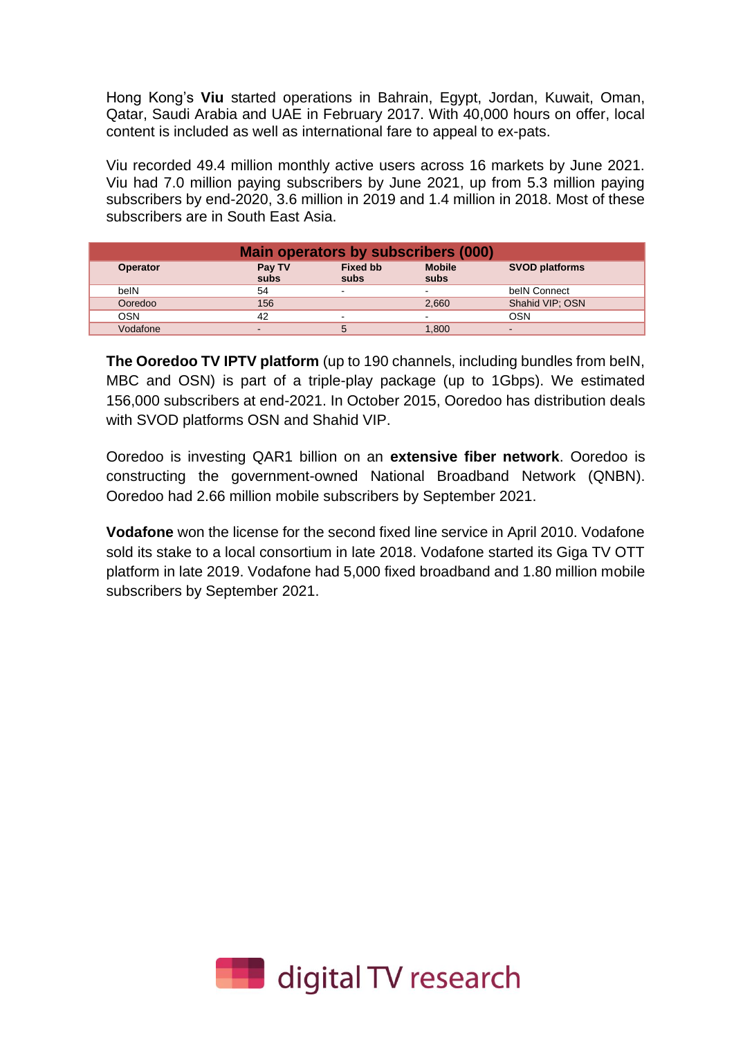Hong Kong's **Viu** started operations in Bahrain, Egypt, Jordan, Kuwait, Oman, Qatar, Saudi Arabia and UAE in February 2017. With 40,000 hours on offer, local content is included as well as international fare to appeal to ex-pats.

Viu recorded 49.4 million monthly active users across 16 markets by June 2021. Viu had 7.0 million paying subscribers by June 2021, up from 5.3 million paying subscribers by end-2020, 3.6 million in 2019 and 1.4 million in 2018. Most of these subscribers are in South East Asia.

| Main operators by subscribers (000) | | | | |
|---|---|---|---|---|
| **Operator** | **Pay TV subs** | **Fixed bb subs** | **Mobile subs** | **SVOD platforms** |
| beIN | 54 | - | - | beIN Connect |
| Ooredoo | 156 | | 2,660 | Shahid VIP; OSN |
| OSN | 42 | - | - | OSN |
| Vodafone | - | 5 | 1,800 | - |

**The Ooredoo TV IPTV platform** (up to 190 channels, including bundles from beIN, MBC and OSN) is part of a triple-play package (up to 1Gbps). We estimated 156,000 subscribers at end-2021. In October 2015, Ooredoo has distribution deals with SVOD platforms OSN and Shahid VIP.

Ooredoo is investing QAR1 billion on an **extensive fiber network**. Ooredoo is constructing the government-owned National Broadband Network (QNBN). Ooredoo had 2.66 million mobile subscribers by September 2021.

**Vodafone** won the license for the second fixed line service in April 2010. Vodafone sold its stake to a local consortium in late 2018. Vodafone started its Giga TV OTT platform in late 2019. Vodafone had 5,000 fixed broadband and 1.80 million mobile subscribers by September 2021.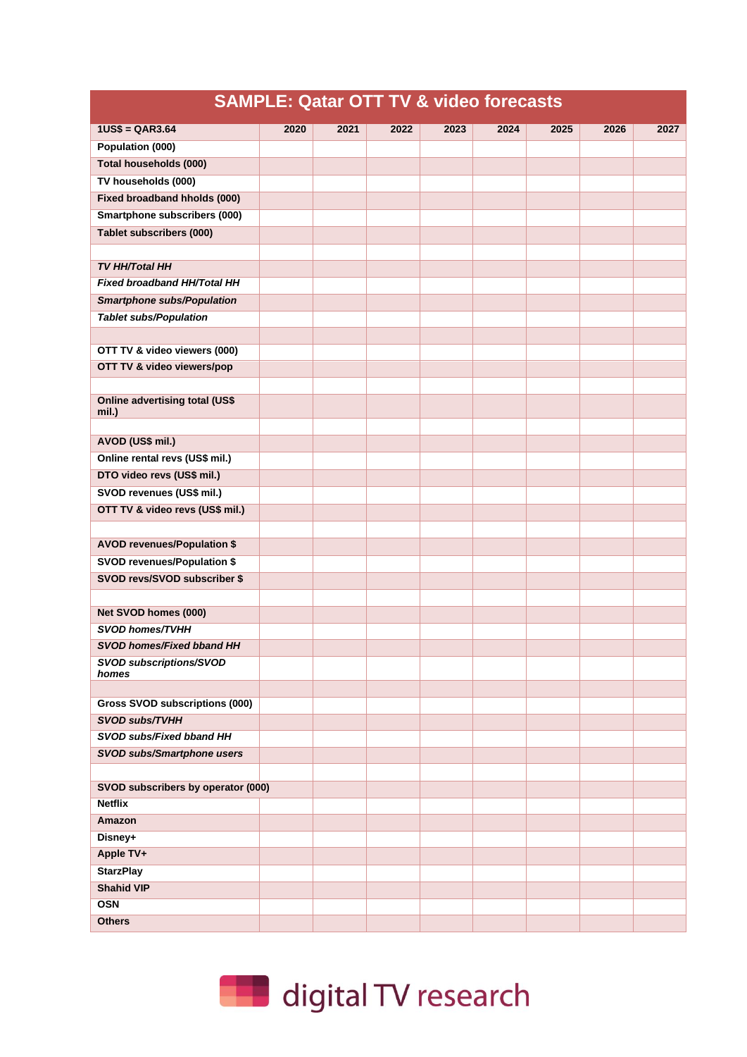# SAMPLE: Qatar OTT TV & video forecasts

| 1US$ = QAR3.64 | 2020 | 2021 | 2022 | 2023 | 2024 | 2025 | 2026 | 2027 |
|---|---|---|---|---|---|---|---|---|
| **Population (000)** | | | | | | | | |
| **Total households (000)** | | | | | | | | |
| **TV households (000)** | | | | | | | | |
| **Fixed broadband hholds (000)** | | | | | | | | |
| **Smartphone subscribers (000)** | | | | | | | | |
| **Tablet subscribers (000)** | | | | | | | | |
| | | | | | | | | |
| ***TV HH/Total HH*** | | | | | | | | |
| ***Fixed broadband HH/Total HH*** | | | | | | | | |
| ***Smartphone subs/Population*** | | | | | | | | |
| ***Tablet subs/Population*** | | | | | | | | |
| | | | | | | | | |
| **OTT TV & video viewers (000)** | | | | | | | | |
| **OTT TV & video viewers/pop** | | | | | | | | |
| | | | | | | | | |
| **Online advertising total (US$ mil.)** | | | | | | | | |
| | | | | | | | | |
| **AVOD (US$ mil.)** | | | | | | | | |
| **Online rental revs (US$ mil.)** | | | | | | | | |
| **DTO video revs (US$ mil.)** | | | | | | | | |
| **SVOD revenues (US$ mil.)** | | | | | | | | |
| **OTT TV & video revs (US$ mil.)** | | | | | | | | |
| | | | | | | | | |
| **AVOD revenues/Population $** | | | | | | | | |
| **SVOD revenues/Population $** | | | | | | | | |
| **SVOD revs/SVOD subscriber $** | | | | | | | | |
| | | | | | | | | |
| **Net SVOD homes (000)** | | | | | | | | |
| ***SVOD homes/TVHH*** | | | | | | | | |
| ***SVOD homes/Fixed bband HH*** | | | | | | | | |
| ***SVOD subscriptions/SVOD homes*** | | | | | | | | |
| | | | | | | | | |
| **Gross SVOD subscriptions (000)** | | | | | | | | |
| ***SVOD subs/TVHH*** | | | | | | | | |
| ***SVOD subs/Fixed bband HH*** | | | | | | | | |
| ***SVOD subs/Smartphone users*** | | | | | | | | |
| | | | | | | | | |
| **SVOD subscribers by operator (000)** | | | | | | | | |
| **Netflix** | | | | | | | | |
| **Amazon** | | | | | | | | |
| **Disney+** | | | | | | | | |
| **Apple TV+** | | | | | | | | |
| **StarzPlay** | | | | | | | | |
| **Shahid VIP** | | | | | | | | |
| **OSN** | | | | | | | | |
| **Others** | | | | | | | | |

digital TV research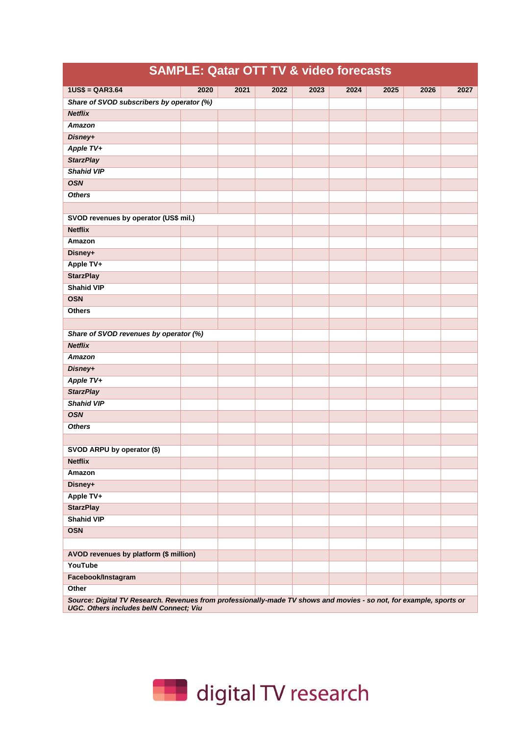## SAMPLE: Qatar OTT TV & video forecasts

| 1US$ = QAR3.64 | 2020 | 2021 | 2022 | 2023 | 2024 | 2025 | 2026 | 2027 |
|---|---|---|---|---|---|---|---|---|
| ***Share of SVOD subscribers by operator (%)*** | | | | | | | | |
| ***Netflix*** | | | | | | | | |
| ***Amazon*** | | | | | | | | |
| ***Disney+*** | | | | | | | | |
| ***Apple TV+*** | | | | | | | | |
| ***StarzPlay*** | | | | | | | | |
| ***Shahid VIP*** | | | | | | | | |
| ***OSN*** | | | | | | | | |
| ***Others*** | | | | | | | | |
| | | | | | | | | |
| **SVOD revenues by operator (US$ mil.)** | | | | | | | | |
| **Netflix** | | | | | | | | |
| **Amazon** | | | | | | | | |
| **Disney+** | | | | | | | | |
| **Apple TV+** | | | | | | | | |
| **StarzPlay** | | | | | | | | |
| **Shahid VIP** | | | | | | | | |
| **OSN** | | | | | | | | |
| **Others** | | | | | | | | |
| | | | | | | | | |
| ***Share of SVOD revenues by operator (%)*** | | | | | | | | |
| ***Netflix*** | | | | | | | | |
| ***Amazon*** | | | | | | | | |
| ***Disney+*** | | | | | | | | |
| ***Apple TV+*** | | | | | | | | |
| ***StarzPlay*** | | | | | | | | |
| ***Shahid VIP*** | | | | | | | | |
| ***OSN*** | | | | | | | | |
| ***Others*** | | | | | | | | |
| | | | | | | | | |
| **SVOD ARPU by operator ($)** | | | | | | | | |
| **Netflix** | | | | | | | | |
| **Amazon** | | | | | | | | |
| **Disney+** | | | | | | | | |
| **Apple TV+** | | | | | | | | |
| **StarzPlay** | | | | | | | | |
| **Shahid VIP** | | | | | | | | |
| **OSN** | | | | | | | | |
| | | | | | | | | |
| **AVOD revenues by platform ($ million)** | | | | | | | | |
| **YouTube** | | | | | | | | |
| **Facebook/Instagram** | | | | | | | | |
| **Other** | | | | | | | | |

***Source: Digital TV Research. Revenues from professionally-made TV shows and movies - so not, for example, sports or UGC. Others includes beIN Connect; Viu***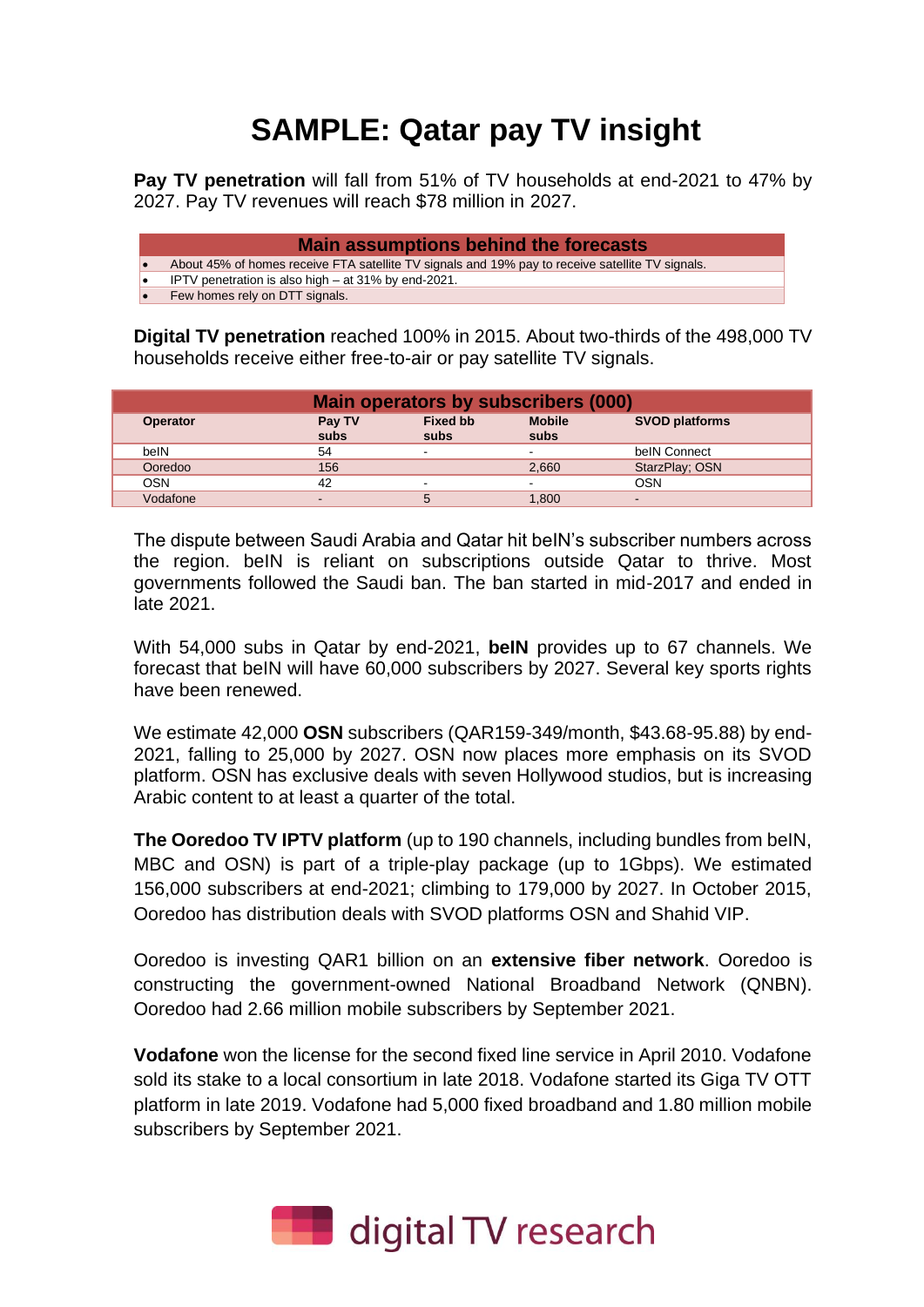# SAMPLE: Qatar pay TV insight

**Pay TV penetration** will fall from 51% of TV households at end-2021 to 47% by 2027. Pay TV revenues will reach $78 million in 2027.

| Main assumptions behind the forecasts |
|---|
| • About 45% of homes receive FTA satellite TV signals and 19% pay to receive satellite TV signals. |
| • IPTV penetration is also high – at 31% by end-2021. |
| • Few homes rely on DTT signals. |

**Digital TV penetration** reached 100% in 2015. About two-thirds of the 498,000 TV households receive either free-to-air or pay satellite TV signals.

| Main operators by subscribers (000) | | | | |
|---|---|---|---|---|
| **Operator** | **Pay TV subs** | **Fixed bb subs** | **Mobile subs** | **SVOD platforms** |
| beIN | 54 | - | - | beIN Connect |
| Ooredoo | 156 | | 2,660 | StarzPlay; OSN |
| OSN | 42 | - | - | OSN |
| Vodafone | - | 5 | 1,800 | - |

The dispute between Saudi Arabia and Qatar hit beIN's subscriber numbers across the region. beIN is reliant on subscriptions outside Qatar to thrive. Most governments followed the Saudi ban. The ban started in mid-2017 and ended in late 2021.

With 54,000 subs in Qatar by end-2021, **beIN** provides up to 67 channels. We forecast that beIN will have 60,000 subscribers by 2027. Several key sports rights have been renewed.

We estimate 42,000 **OSN** subscribers (QAR159-349/month, $43.68-95.88) by end-2021, falling to 25,000 by 2027. OSN now places more emphasis on its SVOD platform. OSN has exclusive deals with seven Hollywood studios, but is increasing Arabic content to at least a quarter of the total.

**The Ooredoo TV IPTV platform** (up to 190 channels, including bundles from beIN, MBC and OSN) is part of a triple-play package (up to 1Gbps). We estimated 156,000 subscribers at end-2021; climbing to 179,000 by 2027. In October 2015, Ooredoo has distribution deals with SVOD platforms OSN and Shahid VIP.

Ooredoo is investing QAR1 billion on an **extensive fiber network**. Ooredoo is constructing the government-owned National Broadband Network (QNBN). Ooredoo had 2.66 million mobile subscribers by September 2021.

**Vodafone** won the license for the second fixed line service in April 2010. Vodafone sold its stake to a local consortium in late 2018. Vodafone started its Giga TV OTT platform in late 2019. Vodafone had 5,000 fixed broadband and 1.80 million mobile subscribers by September 2021.

digital TV research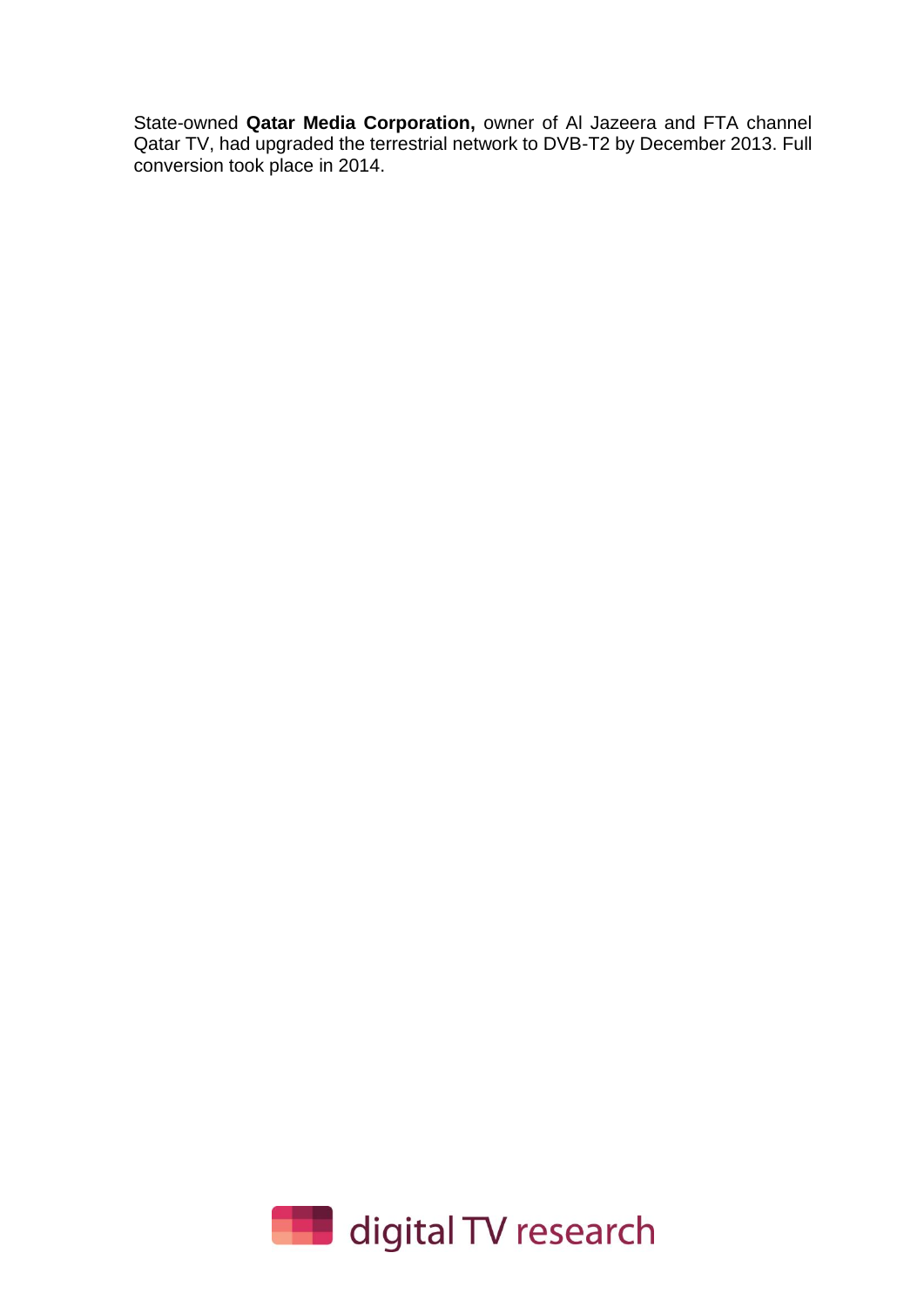State-owned **Qatar Media Corporation,** owner of Al Jazeera and FTA channel Qatar TV, had upgraded the terrestrial network to DVB-T2 by December 2013. Full conversion took place in 2014.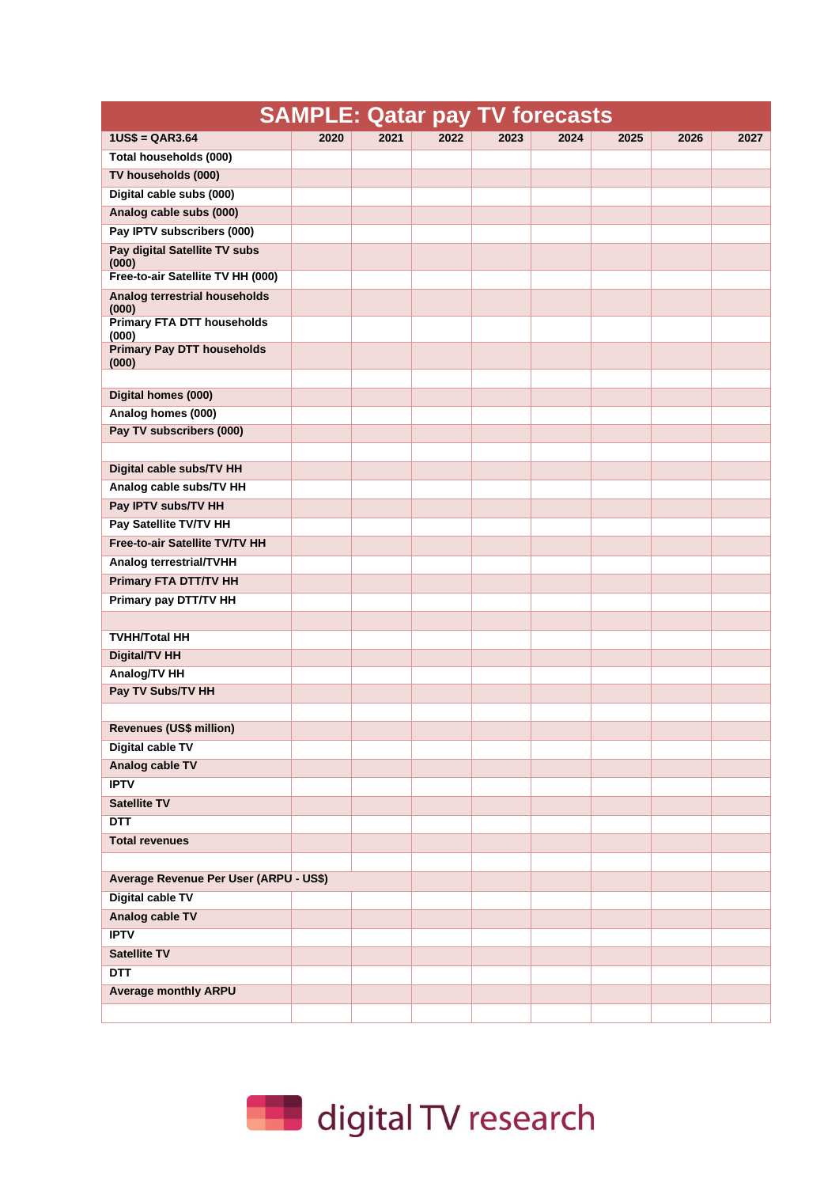# SAMPLE: Qatar pay TV forecasts

| 1US$ = QAR3.64 | 2020 | 2021 | 2022 | 2023 | 2024 | 2025 | 2026 | 2027 |
|---|---|---|---|---|---|---|---|---|
| Total households (000) | | | | | | | | |
| TV households (000) | | | | | | | | |
| Digital cable subs (000) | | | | | | | | |
| Analog cable subs (000) | | | | | | | | |
| Pay IPTV subscribers (000) | | | | | | | | |
| Pay digital Satellite TV subs (000) | | | | | | | | |
| Free-to-air Satellite TV HH (000) | | | | | | | | |
| Analog terrestrial households (000) | | | | | | | | |
| Primary FTA DTT households (000) | | | | | | | | |
| Primary Pay DTT households (000) | | | | | | | | |
| | | | | | | | | |
| Digital homes (000) | | | | | | | | |
| Analog homes (000) | | | | | | | | |
| Pay TV subscribers (000) | | | | | | | | |
| | | | | | | | | |
| Digital cable subs/TV HH | | | | | | | | |
| Analog cable subs/TV HH | | | | | | | | |
| Pay IPTV subs/TV HH | | | | | | | | |
| Pay Satellite TV/TV HH | | | | | | | | |
| Free-to-air Satellite TV/TV HH | | | | | | | | |
| Analog terrestrial/TVHH | | | | | | | | |
| Primary FTA DTT/TV HH | | | | | | | | |
| Primary pay DTT/TV HH | | | | | | | | |
| | | | | | | | | |
| TVHH/Total HH | | | | | | | | |
| Digital/TV HH | | | | | | | | |
| Analog/TV HH | | | | | | | | |
| Pay TV Subs/TV HH | | | | | | | | |
| | | | | | | | | |
| Revenues (US$ million) | | | | | | | | |
| Digital cable TV | | | | | | | | |
| Analog cable TV | | | | | | | | |
| IPTV | | | | | | | | |
| Satellite TV | | | | | | | | |
| DTT | | | | | | | | |
| Total revenues | | | | | | | | |
| | | | | | | | | |
| Average Revenue Per User (ARPU - US$) | | | | | | | | |
| Digital cable TV | | | | | | | | |
| Analog cable TV | | | | | | | | |
| IPTV | | | | | | | | |
| Satellite TV | | | | | | | | |
| DTT | | | | | | | | |
| Average monthly ARPU | | | | | | | | |
| | | | | | | | | |

digital TV research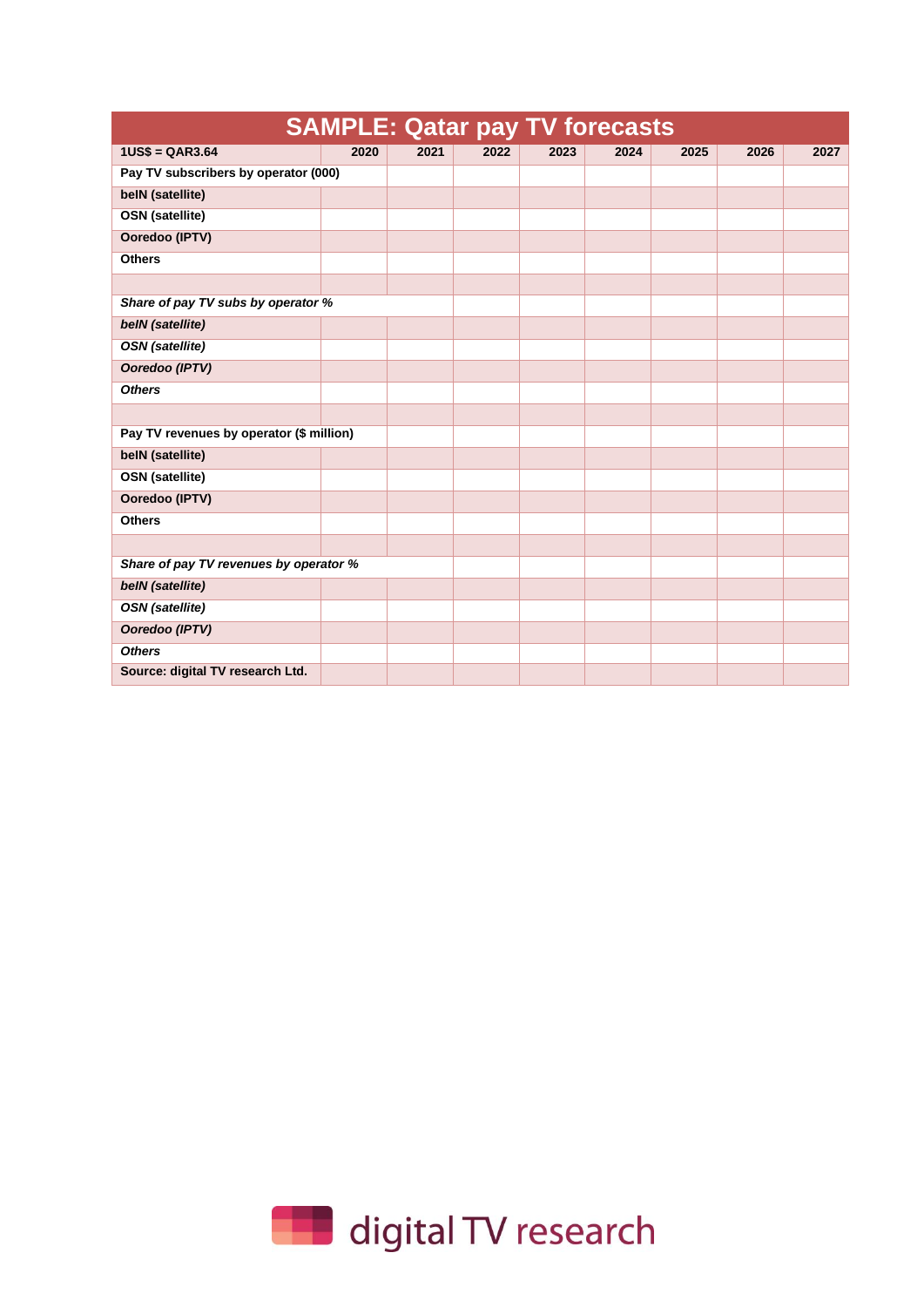| SAMPLE: Qatar pay TV forecasts | | | | | | | | |
|---|---|---|---|---|---|---|---|---|
| **1US$ = QAR3.64** | **2020** | **2021** | **2022** | **2023** | **2024** | **2025** | **2026** | **2027** |
| **Pay TV subscribers by operator (000)** | | | | | | | | |
| **beIN (satellite)** | | | | | | | | |
| **OSN (satellite)** | | | | | | | | |
| **Ooredoo (IPTV)** | | | | | | | | |
| **Others** | | | | | | | | |
| | | | | | | | | |
| ***Share of pay TV subs by operator %*** | | | | | | | | |
| ***beIN (satellite)*** | | | | | | | | |
| ***OSN (satellite)*** | | | | | | | | |
| ***Ooredoo (IPTV)*** | | | | | | | | |
| ***Others*** | | | | | | | | |
| | | | | | | | | |
| **Pay TV revenues by operator ($ million)** | | | | | | | | |
| **beIN (satellite)** | | | | | | | | |
| **OSN (satellite)** | | | | | | | | |
| **Ooredoo (IPTV)** | | | | | | | | |
| **Others** | | | | | | | | |
| | | | | | | | | |
| ***Share of pay TV revenues by operator %*** | | | | | | | | |
| ***beIN (satellite)*** | | | | | | | | |
| ***OSN (satellite)*** | | | | | | | | |
| ***Ooredoo (IPTV)*** | | | | | | | | |
| ***Others*** | | | | | | | | |
| **Source: digital TV research Ltd.** | | | | | | | | |

digital TV research